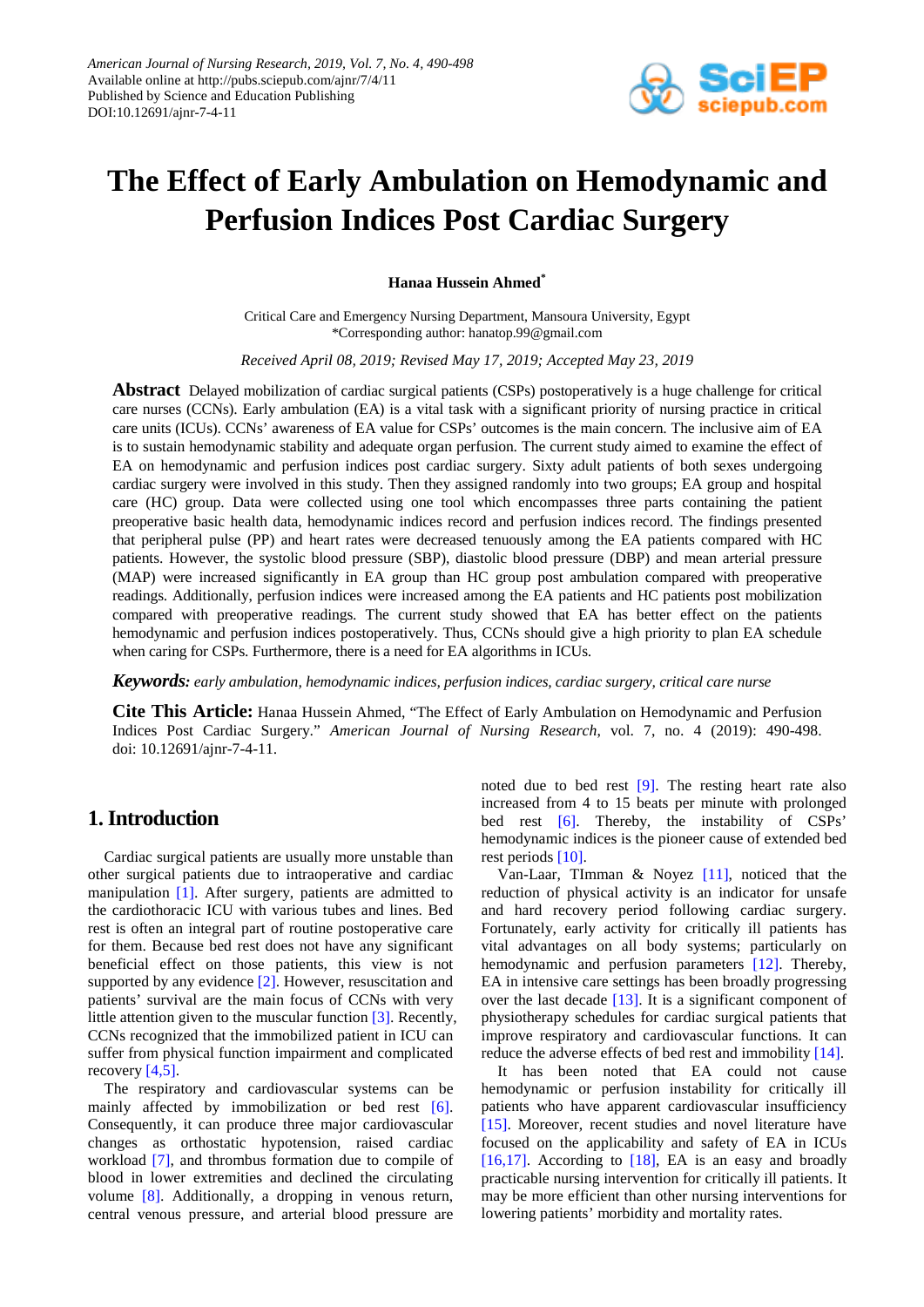# The Effect of Early Ambulation on Hemodynamic and Perfusion Indices Post Cardiac Surgery

**Hanaa Hussein Ahmed***

Critical Care and Emergency Nursing Department, Mansoura University, Egypt
*Corresponding author: hanatop.99@gmail.com

*Received April 08, 2019; Revised May 17, 2019; Accepted May 23, 2019*

**Abstract** Delayed mobilization of cardiac surgical patients (CSPs) postoperatively is a huge challenge for critical care nurses (CCNs). Early ambulation (EA) is a vital task with a significant priority of nursing practice in critical care units (ICUs). CCNs' awareness of EA value for CSPs' outcomes is the main concern. The inclusive aim of EA is to sustain hemodynamic stability and adequate organ perfusion. The current study aimed to examine the effect of EA on hemodynamic and perfusion indices post cardiac surgery. Sixty adult patients of both sexes undergoing cardiac surgery were involved in this study. Then they assigned randomly into two groups; EA group and hospital care (HC) group. Data were collected using one tool which encompasses three parts containing the patient preoperative basic health data, hemodynamic indices record and perfusion indices record. The findings presented that peripheral pulse (PP) and heart rates were decreased tenuously among the EA patients compared with HC patients. However, the systolic blood pressure (SBP), diastolic blood pressure (DBP) and mean arterial pressure (MAP) were increased significantly in EA group than HC group post ambulation compared with preoperative readings. Additionally, perfusion indices were increased among the EA patients and HC patients post mobilization compared with preoperative readings. The current study showed that EA has better effect on the patients hemodynamic and perfusion indices postoperatively. Thus, CCNs should give a high priority to plan EA schedule when caring for CSPs. Furthermore, there is a need for EA algorithms in ICUs.

***Keywords:*** *early ambulation, hemodynamic indices, perfusion indices, cardiac surgery, critical care nurse*

**Cite This Article:** Hanaa Hussein Ahmed, "The Effect of Early Ambulation on Hemodynamic and Perfusion Indices Post Cardiac Surgery." *American Journal of Nursing Research*, vol. 7, no. 4 (2019): 490-498. doi: 10.12691/ajnr-7-4-11.

## 1. Introduction

Cardiac surgical patients are usually more unstable than other surgical patients due to intraoperative and cardiac manipulation [1]. After surgery, patients are admitted to the cardiothoracic ICU with various tubes and lines. Bed rest is often an integral part of routine postoperative care for them. Because bed rest does not have any significant beneficial effect on those patients, this view is not supported by any evidence [2]. However, resuscitation and patients' survival are the main focus of CCNs with very little attention given to the muscular function [3]. Recently, CCNs recognized that the immobilized patient in ICU can suffer from physical function impairment and complicated recovery [4,5].

The respiratory and cardiovascular systems can be mainly affected by immobilization or bed rest [6]. Consequently, it can produce three major cardiovascular changes as orthostatic hypotension, raised cardiac workload [7], and thrombus formation due to compile of blood in lower extremities and declined the circulating volume [8]. Additionally, a dropping in venous return, central venous pressure, and arterial blood pressure are noted due to bed rest [9]. The resting heart rate also increased from 4 to 15 beats per minute with prolonged bed rest [6]. Thereby, the instability of CSPs' hemodynamic indices is the pioneer cause of extended bed rest periods [10].

Van-Laar, TImman & Noyez [11], noticed that the reduction of physical activity is an indicator for unsafe and hard recovery period following cardiac surgery. Fortunately, early activity for critically ill patients has vital advantages on all body systems; particularly on hemodynamic and perfusion parameters [12]. Thereby, EA in intensive care settings has been broadly progressing over the last decade [13]. It is a significant component of physiotherapy schedules for cardiac surgical patients that improve respiratory and cardiovascular functions. It can reduce the adverse effects of bed rest and immobility [14].

It has been noted that EA could not cause hemodynamic or perfusion instability for critically ill patients who have apparent cardiovascular insufficiency [15]. Moreover, recent studies and novel literature have focused on the applicability and safety of EA in ICUs [16,17]. According to [18], EA is an easy and broadly practicable nursing intervention for critically ill patients. It may be more efficient than other nursing interventions for lowering patients' morbidity and mortality rates.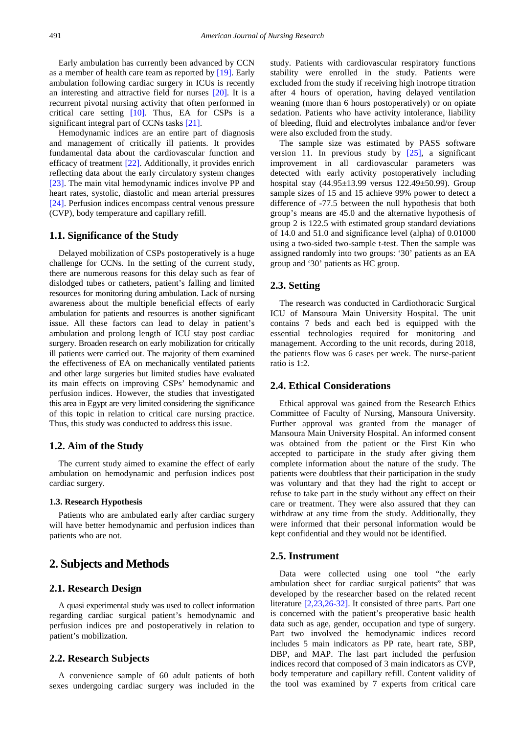Early ambulation has currently been advanced by CCN as a member of health care team as reported by [19]. Early ambulation following cardiac surgery in ICUs is recently an interesting and attractive field for nurses [20]. It is a recurrent pivotal nursing activity that often performed in critical care setting [10]. Thus, EA for CSPs is a significant integral part of CCNs tasks [21].

Hemodynamic indices are an entire part of diagnosis and management of critically ill patients. It provides fundamental data about the cardiovascular function and efficacy of treatment [22]. Additionally, it provides enrich reflecting data about the early circulatory system changes [23]. The main vital hemodynamic indices involve PP and heart rates, systolic, diastolic and mean arterial pressures [24]. Perfusion indices encompass central venous pressure (CVP), body temperature and capillary refill.

### 1.1. Significance of the Study

Delayed mobilization of CSPs postoperatively is a huge challenge for CCNs. In the setting of the current study, there are numerous reasons for this delay such as fear of dislodged tubes or catheters, patient's falling and limited resources for monitoring during ambulation. Lack of nursing awareness about the multiple beneficial effects of early ambulation for patients and resources is another significant issue. All these factors can lead to delay in patient's ambulation and prolong length of ICU stay post cardiac surgery. Broaden research on early mobilization for critically ill patients were carried out. The majority of them examined the effectiveness of EA on mechanically ventilated patients and other large surgeries but limited studies have evaluated its main effects on improving CSPs' hemodynamic and perfusion indices. However, the studies that investigated this area in Egypt are very limited considering the significance of this topic in relation to critical care nursing practice. Thus, this study was conducted to address this issue.

### 1.2. Aim of the Study

The current study aimed to examine the effect of early ambulation on hemodynamic and perfusion indices post cardiac surgery.

#### 1.3. Research Hypothesis

Patients who are ambulated early after cardiac surgery will have better hemodynamic and perfusion indices than patients who are not.

## 2. Subjects and Methods

### 2.1. Research Design

A quasi experimental study was used to collect information regarding cardiac surgical patient's hemodynamic and perfusion indices pre and postoperatively in relation to patient's mobilization.

### 2.2. Research Subjects

A convenience sample of 60 adult patients of both sexes undergoing cardiac surgery was included in the study. Patients with cardiovascular respiratory functions stability were enrolled in the study. Patients were excluded from the study if receiving high inotrope titration after 4 hours of operation, having delayed ventilation weaning (more than 6 hours postoperatively) or on opiate sedation. Patients who have activity intolerance, liability of bleeding, fluid and electrolytes imbalance and/or fever were also excluded from the study.

The sample size was estimated by PASS software version 11. In previous study by [25], a significant improvement in all cardiovascular parameters was detected with early activity postoperatively including hospital stay (44.95±13.99 versus 122.49±50.99). Group sample sizes of 15 and 15 achieve 99% power to detect a difference of -77.5 between the null hypothesis that both group's means are 45.0 and the alternative hypothesis of group 2 is 122.5 with estimated group standard deviations of 14.0 and 51.0 and significance level (alpha) of 0.01000 using a two-sided two-sample t-test. Then the sample was assigned randomly into two groups: '30' patients as an EA group and '30' patients as HC group.

### 2.3. Setting

The research was conducted in Cardiothoracic Surgical ICU of Mansoura Main University Hospital. The unit contains 7 beds and each bed is equipped with the essential technologies required for monitoring and management. According to the unit records, during 2018, the patients flow was 6 cases per week. The nurse-patient ratio is 1:2.

### 2.4. Ethical Considerations

Ethical approval was gained from the Research Ethics Committee of Faculty of Nursing, Mansoura University. Further approval was granted from the manager of Mansoura Main University Hospital. An informed consent was obtained from the patient or the First Kin who accepted to participate in the study after giving them complete information about the nature of the study. The patients were doubtless that their participation in the study was voluntary and that they had the right to accept or refuse to take part in the study without any effect on their care or treatment. They were also assured that they can withdraw at any time from the study. Additionally, they were informed that their personal information would be kept confidential and they would not be identified.

### 2.5. Instrument

Data were collected using one tool "the early ambulation sheet for cardiac surgical patients" that was developed by the researcher based on the related recent literature [2,23,26-32]. It consisted of three parts. Part one is concerned with the patient's preoperative basic health data such as age, gender, occupation and type of surgery. Part two involved the hemodynamic indices record includes 5 main indicators as PP rate, heart rate, SBP, DBP, and MAP. The last part included the perfusion indices record that composed of 3 main indicators as CVP, body temperature and capillary refill. Content validity of the tool was examined by 7 experts from critical care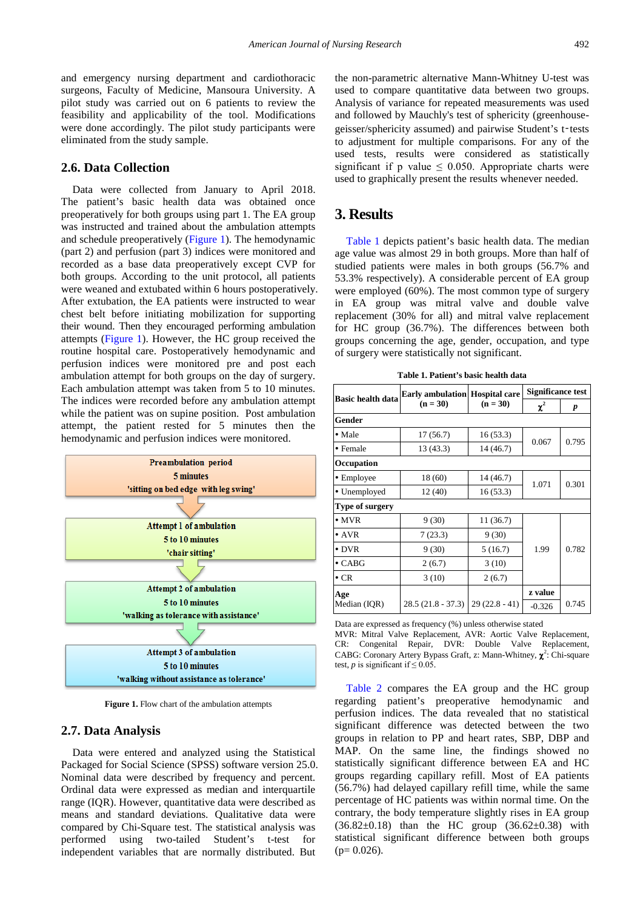and emergency nursing department and cardiothoracic surgeons, Faculty of Medicine, Mansoura University. A pilot study was carried out on 6 patients to review the feasibility and applicability of the tool. Modifications were done accordingly. The pilot study participants were eliminated from the study sample.

## 2.6. Data Collection

Data were collected from January to April 2018. The patient's basic health data was obtained once preoperatively for both groups using part 1. The EA group was instructed and trained about the ambulation attempts and schedule preoperatively (Figure 1). The hemodynamic (part 2) and perfusion (part 3) indices were monitored and recorded as a base data preoperatively except CVP for both groups. According to the unit protocol, all patients were weaned and extubated within 6 hours postoperatively. After extubation, the EA patients were instructed to wear chest belt before initiating mobilization for supporting their wound. Then they encouraged performing ambulation attempts (Figure 1). However, the HC group received the routine hospital care. Postoperatively hemodynamic and perfusion indices were monitored pre and post each ambulation attempt for both groups on the day of surgery. Each ambulation attempt was taken from 5 to 10 minutes. The indices were recorded before any ambulation attempt while the patient was on supine position. Post ambulation attempt, the patient rested for 5 minutes then the hemodynamic and perfusion indices were monitored.

**Preambulation period**
**5 minutes**
**'sitting on bed edge with leg swing'**

**Attempt 1 of ambulation**
**5 to 10 minutes**
**'chair sitting'**

**Attempt 2 of ambulation**
**5 to 10 minutes**
**'walking as tolerance with assistance'**

**Attempt 3 of ambulation**
**5 to 10 minutes**
**'walking without assistance as tolerance'**

**Figure 1.** Flow chart of the ambulation attempts

## 2.7. Data Analysis

Data were entered and analyzed using the Statistical Packaged for Social Science (SPSS) software version 25.0. Nominal data were described by frequency and percent. Ordinal data were expressed as median and interquartile range (IQR). However, quantitative data were described as means and standard deviations. Qualitative data were compared by Chi-Square test. The statistical analysis was performed using two-tailed Student's t-test for independent variables that are normally distributed. But the non-parametric alternative Mann-Whitney U-test was used to compare quantitative data between two groups. Analysis of variance for repeated measurements was used and followed by Mauchly's test of sphericity (greenhouse-geisser/sphericity assumed) and pairwise Student's t-tests to adjustment for multiple comparisons. For any of the used tests, results were considered as statistically significant if p value ≤ 0.050. Appropriate charts were used to graphically present the results whenever needed.

# 3. Results

Table 1 depicts patient's basic health data. The median age value was almost 29 in both groups. More than half of studied patients were males in both groups (56.7% and 53.3% respectively). A considerable percent of EA group were employed (60%). The most common type of surgery in EA group was mitral valve and double valve replacement (30% for all) and mitral valve replacement for HC group (36.7%). The differences between both groups concerning the age, gender, occupation, and type of surgery were statistically not significant.

**Table 1. Patient's basic health data**

| Basic health data | Early ambulation (n = 30) | Hospital care (n = 30) | Significance test | |
|---|---|---|---|---|
| | | | $\chi^2$ | *p* |
| **Gender** | | | | |
| • Male | 17 (56.7) | 16 (53.3) | 0.067 | 0.795 |
| • Female | 13 (43.3) | 14 (46.7) | | |
| **Occupation** | | | | |
| • Employee | 18 (60) | 14 (46.7) | 1.071 | 0.301 |
| • Unemployed | 12 (40) | 16 (53.3) | | |
| **Type of surgery** | | | | |
| • MVR | 9 (30) | 11 (36.7) | 1.99 | 0.782 |
| • AVR | 7 (23.3) | 9 (30) | | |
| • DVR | 9 (30) | 5 (16.7) | | |
| • CABG | 2 (6.7) | 3 (10) | | |
| • CR | 3 (10) | 2 (6.7) | | |
| **Age** Median (IQR) | 28.5 (21.8 - 37.3) | 29 (22.8 - 41) | **z value** -0.326 | 0.745 |

Data are expressed as frequency (%) unless otherwise stated
MVR: Mitral Valve Replacement, AVR: Aortic Valve Replacement, CR: Congenital Repair, DVR: Double Valve Replacement, CABG: Coronary Artery Bypass Graft, z: Mann-Whitney, $\chi^2$: Chi-square test, *p* is significant if ≤ 0.05.

Table 2 compares the EA group and the HC group regarding patient's preoperative hemodynamic and perfusion indices. The data revealed that no statistical significant difference was detected between the two groups in relation to PP and heart rates, SBP, DBP and MAP. On the same line, the findings showed no statistically significant difference between EA and HC groups regarding capillary refill. Most of EA patients (56.7%) had delayed capillary refill time, while the same percentage of HC patients was within normal time. On the contrary, the body temperature slightly rises in EA group (36.82±0.18) than the HC group (36.62±0.38) with statistical significant difference between both groups (p= 0.026).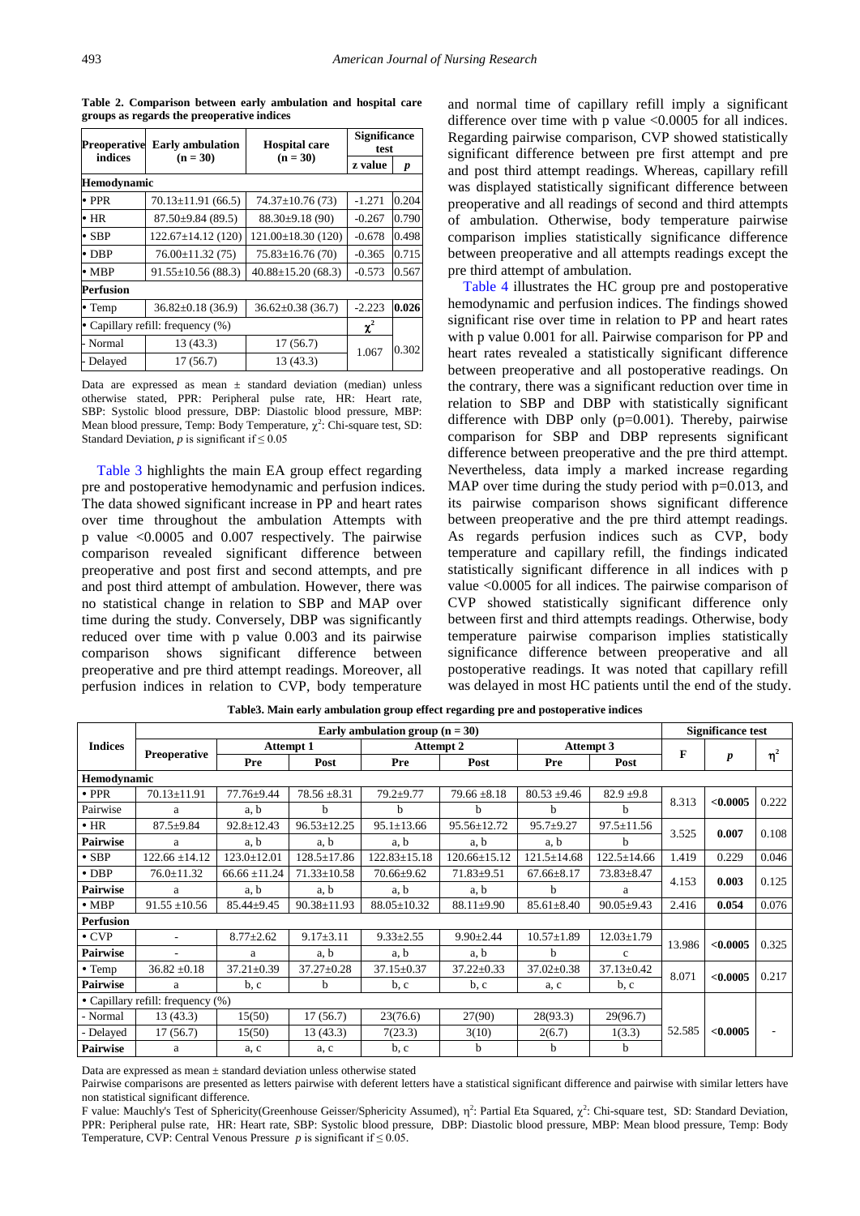**Table 2. Comparison between early ambulation and hospital care groups as regards the preoperative indices**

| Preoperative indices | Early ambulation (n = 30) | Hospital care (n = 30) | Significance test | |
|---|---|---|---|---|
| | | | z value | *p* |
| **Hemodynamic** | | | | |
| • PPR | 70.13±11.91 (66.5) | 74.37±10.76 (73) | -1.271 | 0.204 |
| • HR | 87.50±9.84 (89.5) | 88.30±9.18 (90) | -0.267 | 0.790 |
| • SBP | 122.67±14.12 (120) | 121.00±18.30 (120) | -0.678 | 0.498 |
| • DBP | 76.00±11.32 (75) | 75.83±16.76 (70) | -0.365 | 0.715 |
| • MBP | 91.55±10.56 (88.3) | 40.88±15.20 (68.3) | -0.573 | 0.567 |
| **Perfusion** | | | | |
| • Temp | 36.82±0.18 (36.9) | 36.62±0.38 (36.7) | -2.223 | **0.026** |
| • Capillary refill: frequency (%) | | | $\chi^2$ | |
| - Normal | 13 (43.3) | 17 (56.7) | 1.067 | 0.302 |
| - Delayed | 17 (56.7) | 13 (43.3) | | |

Data are expressed as mean ± standard deviation (median) unless otherwise stated, PPR: Peripheral pulse rate, HR: Heart rate, SBP: Systolic blood pressure, DBP: Diastolic blood pressure, MBP: Mean blood pressure, Temp: Body Temperature, $\chi^2$: Chi-square test, SD: Standard Deviation, *p* is significant if ≤ 0.05

Table 3 highlights the main EA group effect regarding pre and postoperative hemodynamic and perfusion indices. The data showed significant increase in PP and heart rates over time throughout the ambulation Attempts with p value <0.0005 and 0.007 respectively. The pairwise comparison revealed significant difference between preoperative and post first and second attempts, and pre and post third attempt of ambulation. However, there was no statistical change in relation to SBP and MAP over time during the study. Conversely, DBP was significantly reduced over time with p value 0.003 and its pairwise comparison shows significant difference between preoperative and pre third attempt readings. Moreover, all perfusion indices in relation to CVP, body temperature and normal time of capillary refill imply a significant difference over time with p value <0.0005 for all indices. Regarding pairwise comparison, CVP showed statistically significant difference between pre first attempt and pre and post third attempt readings. Whereas, capillary refill was displayed statistically significant difference between preoperative and all readings of second and third attempts of ambulation. Otherwise, body temperature pairwise comparison implies statistically significance difference between preoperative and all attempts readings except the pre third attempt of ambulation.

Table 4 illustrates the HC group pre and postoperative hemodynamic and perfusion indices. The findings showed significant rise over time in relation to PP and heart rates with p value 0.001 for all. Pairwise comparison for PP and heart rates revealed a statistically significant difference between preoperative and all postoperative readings. On the contrary, there was a significant reduction over time in relation to SBP and DBP with statistically significant difference with DBP only (p=0.001). Thereby, pairwise comparison for SBP and DBP represents significant difference between preoperative and the pre third attempt. Nevertheless, data imply a marked increase regarding MAP over time during the study period with p=0.013, and its pairwise comparison shows significant difference between preoperative and the pre third attempt readings. As regards perfusion indices such as CVP, body temperature and capillary refill, the findings indicated statistically significant difference in all indices with p value <0.0005 for all indices. The pairwise comparison of CVP showed statistically significant difference only between first and third attempts readings. Otherwise, body temperature pairwise comparison implies statistically significance difference between preoperative and all postoperative readings. It was noted that capillary refill was delayed in most HC patients until the end of the study.

**Table3. Main early ambulation group effect regarding pre and postoperative indices**

| Indices | Early ambulation group (n = 30) | | | | | | | Significance test | | |
|---|---|---|---|---|---|---|---|---|---|---|
| | Preoperative | Attempt 1 | | Attempt 2 | | Attempt 3 | | F | *p* | $\eta^2$ |
| | | Pre | Post | Pre | Post | Pre | Post | | | |
| **Hemodynamic** | | | | | | | | | | |
| • PPR | 70.13±11.91 | 77.76±9.44 | 78.56 ±8.31 | 79.2±9.77 | 79.66 ±8.18 | 80.53 ±9.46 | 82.9 ±9.8 | 8.313 | **<0.0005** | 0.222 |
| Pairwise | a | a, b | b | b | b | b | b | | | |
| • HR | 87.5±9.84 | 92.8±12.43 | 96.53±12.25 | 95.1±13.66 | 95.56±12.72 | 95.7±9.27 | 97.5±11.56 | 3.525 | **0.007** | 0.108 |
| **Pairwise** | a | a, b | a, b | a, b | a, b | a, b | b | | | |
| • SBP | 122.66 ±14.12 | 123.0±12.01 | 128.5±17.86 | 122.83±15.18 | 120.66±15.12 | 121.5±14.68 | 122.5±14.66 | 1.419 | 0.229 | 0.046 |
| • DBP | 76.0±11.32 | 66.66 ±11.24 | 71.33±10.58 | 70.66±9.62 | 71.83±9.51 | 67.66±8.17 | 73.83±8.47 | 4.153 | **0.003** | 0.125 |
| **Pairwise** | a | a, b | a, b | a, b | a, b | b | a | | | |
| • MBP | 91.55 ±10.56 | 85.44±9.45 | 90.38±11.93 | 88.05±10.32 | 88.11±9.90 | 85.61±8.40 | 90.05±9.43 | 2.416 | **0.054** | 0.076 |
| **Perfusion** | | | | | | | | | | |
| • CVP | - | 8.77±2.62 | 9.17±3.11 | 9.33±2.55 | 9.90±2.44 | 10.57±1.89 | 12.03±1.79 | 13.986 | **<0.0005** | 0.325 |
| **Pairwise** | - | a | a, b | a, b | a, b | b | c | | | |
| • Temp | 36.82 ±0.18 | 37.21±0.39 | 37.27±0.28 | 37.15±0.37 | 37.22±0.33 | 37.02±0.38 | 37.13±0.42 | 8.071 | **<0.0005** | 0.217 |
| **Pairwise** | a | b, c | b | b, c | b, c | a, c | b, c | | | |
| • Capillary refill: frequency (%) | | | | | | | | | | |
| - Normal | 13 (43.3) | 15(50) | 17 (56.7) | 23(76.6) | 27(90) | 28(93.3) | 29(96.7) | 52.585 | **<0.0005** | - |
| - Delayed | 17 (56.7) | 15(50) | 13 (43.3) | 7(23.3) | 3(10) | 2(6.7) | 1(3.3) | | | |
| **Pairwise** | a | a, c | a, c | b, c | b | b | b | | | |

Data are expressed as mean ± standard deviation unless otherwise stated

Pairwise comparisons are presented as letters pairwise with deferent letters have a statistical significant difference and pairwise with similar letters have non statistical significant difference.

F value: Mauchly's Test of Sphericity(Greenhouse Geisser/Sphericity Assumed), $\eta^2$: Partial Eta Squared, $\chi^2$: Chi-square test, SD: Standard Deviation, PPR: Peripheral pulse rate, HR: Heart rate, SBP: Systolic blood pressure, DBP: Diastolic blood pressure, MBP: Mean blood pressure, Temp: Body Temperature, CVP: Central Venous Pressure *p* is significant if ≤ 0.05.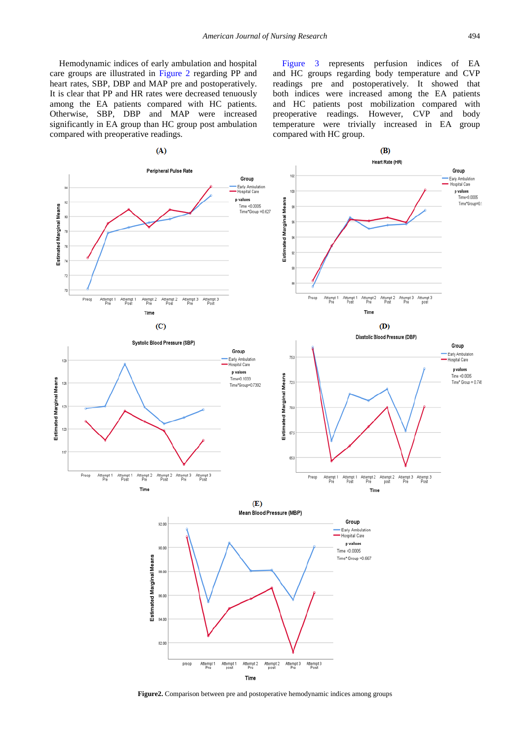Hemodynamic indices of early ambulation and hospital care groups are illustrated in Figure 2 regarding PP and heart rates, SBP, DBP and MAP pre and postoperatively. It is clear that PP and HR rates were decreased tenuously among the EA patients compared with HC patients. Otherwise, SBP, DBP and MAP were increased significantly in EA group than HC group post ambulation compared with preoperative readings.

Figure 3 represents perfusion indices of EA and HC groups regarding body temperature and CVP readings pre and postoperatively. It showed that both indices were increased among the EA patients and HC patients post mobilization compared with preoperative readings. However, CVP and body temperature were trivially increased in EA group compared with HC group.

**Figure2.** Comparison between pre and postoperative hemodynamic indices among groups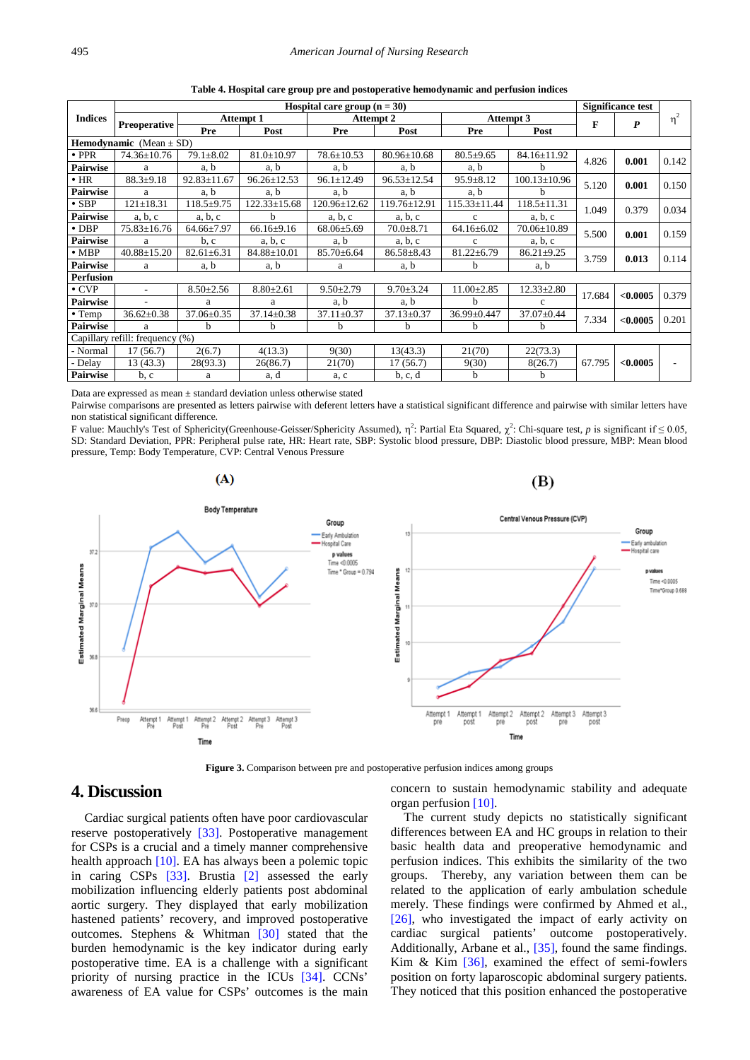**Table 4. Hospital care group pre and postoperative hemodynamic and perfusion indices**

| Indices | Hospital care group (n = 30) | | | | | | | Significance test | | $\eta^2$ |
|---|---|---|---|---|---|---|---|---|---|---|
| | Preoperative | Attempt 1 | | Attempt 2 | | Attempt 3 | | F | P | |
| | | Pre | Post | Pre | Post | Pre | Post | | | |
| **Hemodynamic** (Mean ± SD) | | | | | | | | | | |
| • PPR | 74.36±10.76 | 79.1±8.02 | 81.0±10.97 | 78.6±10.53 | 80.96±10.68 | 80.5±9.65 | 84.16±11.92 | 4.826 | **0.001** | 0.142 |
| **Pairwise** | a | a, b | a, b | a, b | a, b | a, b | b | | | |
| • HR | 88.3±9.18 | 92.83±11.67 | 96.26±12.53 | 96.1±12.49 | 96.53±12.54 | 95.9±8.12 | 100.13±10.96 | 5.120 | **0.001** | 0.150 |
| **Pairwise** | a | a, b | a, b | a, b | a, b | a, b | b | | | |
| • SBP | 121±18.31 | 118.5±9.75 | 122.33±15.68 | 120.96±12.62 | 119.76±12.91 | 115.33±11.44 | 118.5±11.31 | 1.049 | 0.379 | 0.034 |
| **Pairwise** | a, b, c | a, b, c | b | a, b, c | a, b, c | c | a, b, c | | | |
| • DBP | 75.83±16.76 | 64.66±7.97 | 66.16±9.16 | 68.06±5.69 | 70.0±8.71 | 64.16±6.02 | 70.06±10.89 | 5.500 | **0.001** | 0.159 |
| **Pairwise** | a | b, c | a, b, c | a, b | a, b, c | c | a, b, c | | | |
| • MBP | 40.88±15.20 | 82.61±6.31 | 84.88±10.01 | 85.70±6.64 | 86.58±8.43 | 81.22±6.79 | 86.21±9.25 | 3.759 | **0.013** | 0.114 |
| **Pairwise** | a | a, b | a, b | a | a, b | b | a, b | | | |
| **Perfusion** | | | | | | | | | | |
| • CVP | - | 8.50±2.56 | 8.80±2.61 | 9.50±2.79 | 9.70±3.24 | 11.00±2.85 | 12.33±2.80 | 17.684 | **<0.0005** | 0.379 |
| **Pairwise** | - | a | a | a, b | a, b | b | c | | | |
| • Temp | 36.62±0.38 | 37.06±0.35 | 37.14±0.38 | 37.11±0.37 | 37.13±0.37 | 36.99±0.447 | 37.07±0.44 | 7.334 | **<0.0005** | 0.201 |
| **Pairwise** | a | b | b | b | b | b | b | | | |
| Capillary refill: frequency (%) | | | | | | | | | | |
| - Normal | 17 (56.7) | 2(6.7) | 4(13.3) | 9(30) | 13(43.3) | 21(70) | 22(73.3) | 67.795 | **<0.0005** | - |
| - Delay | 13 (43.3) | 28(93.3) | 26(86.7) | 21(70) | 17 (56.7) | 9(30) | 8(26.7) | | | |
| **Pairwise** | b, c | a | a, d | a, c | b, c, d | b | b | | | |

Data are expressed as mean ± standard deviation unless otherwise stated

Pairwise comparisons are presented as letters pairwise with deferent letters have a statistical significant difference and pairwise with similar letters have non statistical significant difference.

F value: Mauchly's Test of Sphericity(Greenhouse-Geisser/Sphericity Assumed), $\eta^2$: Partial Eta Squared, $\chi^2$: Chi-square test, $p$ is significant if $\leq 0.05$, SD: Standard Deviation, PPR: Peripheral pulse rate, HR: Heart rate, SBP: Systolic blood pressure, DBP: Diastolic blood pressure, MBP: Mean blood pressure, Temp: Body Temperature, CVP: Central Venous Pressure

**Figure 3.** Comparison between pre and postoperative perfusion indices among groups

## 4. Discussion

Cardiac surgical patients often have poor cardiovascular reserve postoperatively [33]. Postoperative management for CSPs is a crucial and a timely manner comprehensive health approach [10]. EA has always been a polemic topic in caring CSPs [33]. Brustia [2] assessed the early mobilization influencing elderly patients post abdominal aortic surgery. They displayed that early mobilization hastened patients' recovery, and improved postoperative outcomes. Stephens & Whitman [30] stated that the burden hemodynamic is the key indicator during early postoperative time. EA is a challenge with a significant priority of nursing practice in the ICUs [34]. CCNs' awareness of EA value for CSPs' outcomes is the main concern to sustain hemodynamic stability and adequate organ perfusion [10].

The current study depicts no statistically significant differences between EA and HC groups in relation to their basic health data and preoperative hemodynamic and perfusion indices. This exhibits the similarity of the two groups. Thereby, any variation between them can be related to the application of early ambulation schedule merely. These findings were confirmed by Ahmed et al., [26], who investigated the impact of early activity on cardiac surgical patients' outcome postoperatively. Additionally, Arbane et al., [35], found the same findings. Kim & Kim [36], examined the effect of semi-fowlers position on forty laparoscopic abdominal surgery patients. They noticed that this position enhanced the postoperative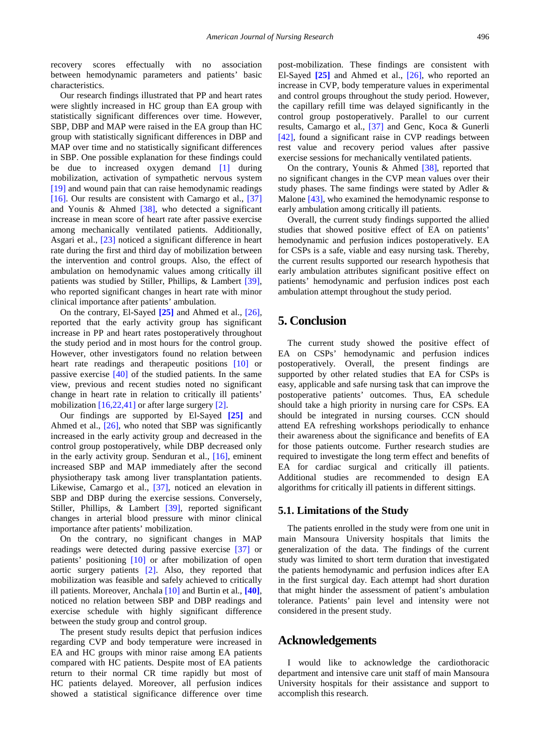recovery scores effectually with no association between hemodynamic parameters and patients' basic characteristics.

Our research findings illustrated that PP and heart rates were slightly increased in HC group than EA group with statistically significant differences over time. However, SBP, DBP and MAP were raised in the EA group than HC group with statistically significant differences in DBP and MAP over time and no statistically significant differences in SBP. One possible explanation for these findings could be due to increased oxygen demand [1] during mobilization, activation of sympathetic nervous system [19] and wound pain that can raise hemodynamic readings [16]. Our results are consistent with Camargo et al., [37] and Younis & Ahmed [38], who detected a significant increase in mean score of heart rate after passive exercise among mechanically ventilated patients. Additionally, Asgari et al., [23] noticed a significant difference in heart rate during the first and third day of mobilization between the intervention and control groups. Also, the effect of ambulation on hemodynamic values among critically ill patients was studied by Stiller, Phillips, & Lambert [39], who reported significant changes in heart rate with minor clinical importance after patients' ambulation.

On the contrary, El-Sayed **[25]** and Ahmed et al., [26], reported that the early activity group has significant increase in PP and heart rates postoperatively throughout the study period and in most hours for the control group. However, other investigators found no relation between heart rate readings and therapeutic positions [10] or passive exercise [40] of the studied patients. In the same view, previous and recent studies noted no significant change in heart rate in relation to critically ill patients' mobilization [16,22,41] or after large surgery [2].

Our findings are supported by El-Sayed **[25]** and Ahmed et al., [26], who noted that SBP was significantly increased in the early activity group and decreased in the control group postoperatively, while DBP decreased only in the early activity group. Senduran et al., [16], eminent increased SBP and MAP immediately after the second physiotherapy task among liver transplantation patients. Likewise, Camargo et al., [37], noticed an elevation in SBP and DBP during the exercise sessions. Conversely, Stiller, Phillips, & Lambert [39], reported significant changes in arterial blood pressure with minor clinical importance after patients' mobilization.

On the contrary, no significant changes in MAP readings were detected during passive exercise [37] or patients' positioning [10] or after mobilization of open aortic surgery patients [2]. Also, they reported that mobilization was feasible and safely achieved to critically ill patients. Moreover, Anchala [10] and Burtin et al., **[40]**, noticed no relation between SBP and DBP readings and exercise schedule with highly significant difference between the study group and control group.

The present study results depict that perfusion indices regarding CVP and body temperature were increased in EA and HC groups with minor raise among EA patients compared with HC patients. Despite most of EA patients return to their normal CR time rapidly but most of HC patients delayed. Moreover, all perfusion indices showed a statistical significance difference over time post-mobilization. These findings are consistent with El-Sayed **[25]** and Ahmed et al., [26], who reported an increase in CVP, body temperature values in experimental and control groups throughout the study period. However, the capillary refill time was delayed significantly in the control group postoperatively. Parallel to our current results, Camargo et al., [37] and Genc, Koca & Gunerli [42], found a significant raise in CVP readings between rest value and recovery period values after passive exercise sessions for mechanically ventilated patients.

On the contrary, Younis & Ahmed [38], reported that no significant changes in the CVP mean values over their study phases. The same findings were stated by Adler & Malone [43], who examined the hemodynamic response to early ambulation among critically ill patients.

Overall, the current study findings supported the allied studies that showed positive effect of EA on patients' hemodynamic and perfusion indices postoperatively. EA for CSPs is a safe, viable and easy nursing task. Thereby, the current results supported our research hypothesis that early ambulation attributes significant positive effect on patients' hemodynamic and perfusion indices post each ambulation attempt throughout the study period.

## 5. Conclusion

The current study showed the positive effect of EA on CSPs' hemodynamic and perfusion indices postoperatively. Overall, the present findings are supported by other related studies that EA for CSPs is easy, applicable and safe nursing task that can improve the postoperative patients' outcomes. Thus, EA schedule should take a high priority in nursing care for CSPs. EA should be integrated in nursing courses. CCN should attend EA refreshing workshops periodically to enhance their awareness about the significance and benefits of EA for those patients outcome. Further research studies are required to investigate the long term effect and benefits of EA for cardiac surgical and critically ill patients. Additional studies are recommended to design EA algorithms for critically ill patients in different sittings.

### 5.1. Limitations of the Study

The patients enrolled in the study were from one unit in main Mansoura University hospitals that limits the generalization of the data. The findings of the current study was limited to short term duration that investigated the patients hemodynamic and perfusion indices after EA in the first surgical day. Each attempt had short duration that might hinder the assessment of patient's ambulation tolerance. Patients' pain level and intensity were not considered in the present study.

## Acknowledgements

I would like to acknowledge the cardiothoracic department and intensive care unit staff of main Mansoura University hospitals for their assistance and support to accomplish this research.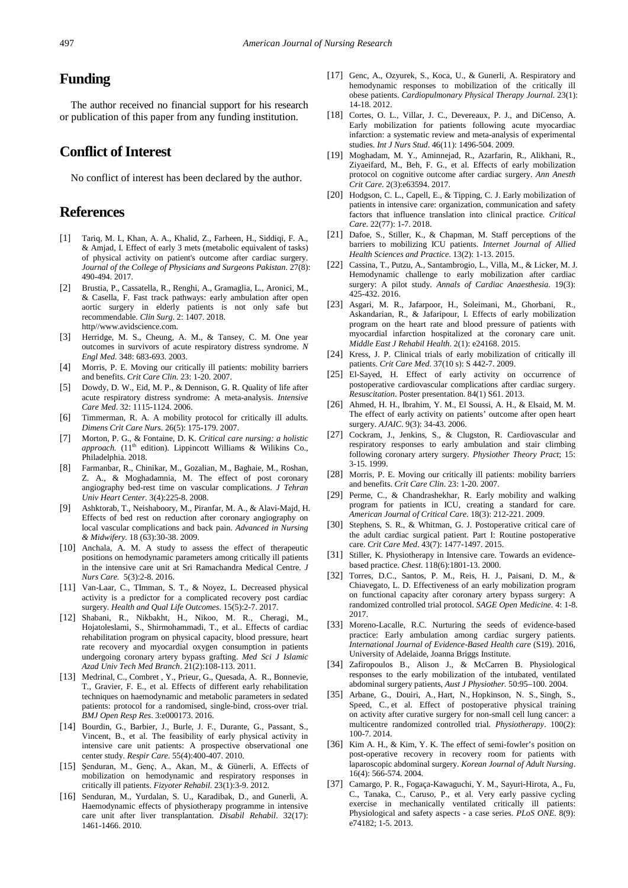## Funding

The author received no financial support for his research or publication of this paper from any funding institution.

## Conflict of Interest

No conflict of interest has been declared by the author.

## References

[1] Tariq, M. I., Khan, A. A., Khalid, Z., Farheen, H., Siddiqi, F. A., & Amjad, I. Effect of early 3 mets (metabolic equivalent of tasks) of physical activity on patient's outcome after cardiac surgery. *Journal of the College of Physicians and Surgeons Pakistan*. 27(8): 490-494. 2017.

[2] Brustia, P., Cassatella, R., Renghi, A., Gramaglia, L., Aronici, M., & Casella, F. Fast track pathways: early ambulation after open aortic surgery in elderly patients is not only safe but recommendable. *Clin Surg*. 2: 1407. 2018. http//www.avidscience.com.

[3] Herridge, M. S., Cheung, A. M., & Tansey, C. M. One year outcomes in survivors of acute respiratory distress syndrome. *N Engl Med*. 348: 683-693. 2003.

[4] Morris, P. E. Moving our critically ill patients: mobility barriers and benefits. *Crit Care Clin*. 23: 1-20. 2007.

[5] Dowdy, D. W., Eid, M. P., & Dennison, G. R. Quality of life after acute respiratory distress syndrome: A meta-analysis. *Intensive Care Med*. 32: 1115-1124. 2006.

[6] Timmerman, R. A. A mobility protocol for critically ill adults. *Dimens Crit Care Nurs*. 26(5): 175-179. 2007.

[7] Morton, P. G., & Fontaine, D. K. *Critical care nursing: a holistic approach.* (11th edition). Lippincott Williams & Wilikins Co., Philadelphia. 2018.

[8] Farmanbar, R., Chinikar, M., Gozalian, M., Baghaie, M., Roshan, Z. A., & Moghadamnia, M. The effect of post coronary angiography bed-rest time on vascular complications. *J Tehran Univ Heart Center*. 3(4):225-8. 2008.

[9] Ashktorab, T., Neishaboory, M., Piranfar, M. A., & Alavi-Majd, H. Effects of bed rest on reduction after coronary angiography on local vascular complications and back pain. *Advanced in Nursing & Midwifery*. 18 (63):30-38. 2009.

[10] Anchala, A. M. A study to assess the effect of therapeutic positions on hemodynamic parameters among critically ill patients in the intensive care unit at Sri Ramachandra Medical Centre. *J Nurs Care.* 5(3):2-8. 2016.

[11] Van-Laar, C., TImman, S. T., & Noyez, L. Decreased physical activity is a predictor for a complicated recovery post cardiac surgery. *Health and Qual Life Outcomes*. 15(5):2-7. 2017.

[12] Shabani, R., Nikbakht, H., Nikoo, M. R., Cheragi, M., Hojatoleslami, S., Shirmohammadi, T., et al.. Effects of cardiac rehabilitation program on physical capacity, blood pressure, heart rate recovery and myocardial oxygen consumption in patients undergoing coronary artery bypass grafting. *Med Sci J Islamic Azad Univ Tech Med Branch*. 21(2):108-113. 2011.

[13] Medrinal, C., Combret , Y., Prieur, G., Quesada, A. R., Bonnevie, T., Gravier, F. E., et al. Effects of different early rehabilitation techniques on haemodynamic and metabolic parameters in sedated patients: protocol for a randomised, single-bind, cross-over trial. *BMJ Open Resp Res*. 3:e000173. 2016.

[14] Bourdin, G., Barbier, J., Burle, J. F., Durante, G., Passant, S., Vincent, B., et al. The feasibility of early physical activity in intensive care unit patients: A prospective observational one center study. *Respir Care*. 55(4):400-407. 2010.

[15] Şenduran, M., Genç, A., Akan, M., & Günerli, A. Effects of mobilization on hemodynamic and respiratory responses in critically ill patients. *Fizyoter Rehabil*. 23(1):3-9. 2012.

[16] Senduran, M., Yurdalan, S. U., Karadibak, D., and Gunerli, A. Haemodynamic effects of physiotherapy programme in intensive care unit after liver transplantation. *Disabil Rehabil*. 32(17): 1461-1466. 2010.

[17] Genc, A., Ozyurek, S., Koca, U., & Gunerli, A. Respiratory and hemodynamic responses to mobilization of the critically ill obese patients. *Cardiopulmonary Physical Therapy Journal*. 23(1): 14-18. 2012.

[18] Cortes, O. L., Villar, J. C., Devereaux, P. J., and DiCenso, A. Early mobilization for patients following acute myocardiac infarction: a systematic review and meta-analysis of experimental studies. *Int J Nurs Stud*. 46(11): 1496-504. 2009.

[19] Moghadam, M. Y., Aminnejad, R., Azarfarin, R., Alikhani, R., Ziyaeifard, M., Beh, F. G., et al. Effects of early mobilization protocol on cognitive outcome after cardiac surgery. *Ann Anesth Crit Care*. 2(3):e63594. 2017.

[20] Hodgson, C. L., Capell, E., & Tipping, C. J. Early mobilization of patients in intensive care: organization, communication and safety factors that influence translation into clinical practice. *Critical Care*. 22(77): 1-7. 2018.

[21] Dafoe, S., Stiller, K., & Chapman, M. Staff perceptions of the barriers to mobilizing ICU patients. *Internet Journal of Allied Health Sciences and Practice*. 13(2): 1-13. 2015.

[22] Cassina, T., Putzu, A., Santambrogio, L., Villa, M., & Licker, M. J. Hemodynamic challenge to early mobilization after cardiac surgery: A pilot study. *Annals of Cardiac Anaesthesia*. 19(3): 425-432. 2016.

[23] Asgari, M. R., Jafarpoor, H., Soleimani, M., Ghorbani, R., Askandarian, R., & Jafaripour, I. Effects of early mobilization program on the heart rate and blood pressure of patients with myocardial infarction hospitalized at the coronary care unit. *Middle East J Rehabil Health*. 2(1): e24168. 2015.

[24] Kress, J. P. Clinical trials of early mobilization of critically ill patients. *Crit Care Med*. 37(10 s): S 442-7. 2009.

[25] El-Sayed, H. Effect of early activity on occurrence of postoperative cardiovascular complications after cardiac surgery. *Resuscitation*. Poster presentation. 84(1) S61. 2013.

[26] Ahmed, H. H., Ibrahim, Y. M., El Soussi, A. H., & Elsaid, M. M. The effect of early activity on patients' outcome after open heart surgery. *AJAIC*. 9(3): 34-43. 2006.

[27] Cockram, J., Jenkins, S., & Clugston, R. Cardiovascular and respiratory responses to early ambulation and stair climbing following coronary artery surgery. *Physiother Theory Pract*; 15: 3-15. 1999.

[28] Morris, P. E. Moving our critically ill patients: mobility barriers and benefits. *Crit Care Clin*. 23: 1-20. 2007.

[29] Perme, C., & Chandrashekhar, R. Early mobility and walking program for patients in ICU, creating a standard for care. *American Journal of Critical Care*. 18(3): 212-221. 2009.

[30] Stephens, S. R., & Whitman, G. J. Postoperative critical care of the adult cardiac surgical patient. Part I: Routine postoperative care. *Crit Care Med*. 43(7): 1477-1497. 2015.

[31] Stiller, K. Physiotherapy in Intensive care. Towards an evidence-based practice. *Chest*. 118(6):1801-13. 2000.

[32] Torres, D.C., Santos, P. M., Reis, H. J., Paisani, D. M., & Chiavegato, L. D. Effectiveness of an early mobilization program on functional capacity after coronary artery bypass surgery: A randomized controlled trial protocol. *SAGE Open Medicine*. 4: 1-8. 2017.

[33] Moreno-Lacalle, R.C. Nurturing the seeds of evidence-based practice: Early ambulation among cardiac surgery patients. *International Journal of Evidence-Based Health care* (S19). 2016, University of Adelaide, Joanna Briggs Institute.

[34] Zafiropoulos B., Alison J., & McCarren B. Physiological responses to the early mobilization of the intubated, ventilated abdominal surgery patients, *Aust J Physiother.* 50:95–100. 2004.

[35] Arbane, G., Douiri, A., Hart, N., Hopkinson, N. S., Singh, S., Speed, C., et al. Effect of postoperative physical training on activity after curative surgery for non-small cell lung cancer: a multicentre randomized controlled trial. *Physiotherapy*. 100(2): 100-7. 2014.

[36] Kim A. H., & Kim, Y. K. The effect of semi-fowler's position on post-operative recovery in recovery room for patients with laparoscopic abdominal surgery. *Korean Journal of Adult Nursing*. 16(4): 566-574. 2004.

[37] Camargo, P. R., Fogaça-Kawaguchi, Y. M., Sayuri-Hirota, A., Fu, C., Tanaka, C., Caruso, P., et al. Very early passive cycling exercise in mechanically ventilated critically ill patients: Physiological and safety aspects - a case series. *PLoS ONE*. 8(9): e74182; 1-5. 2013.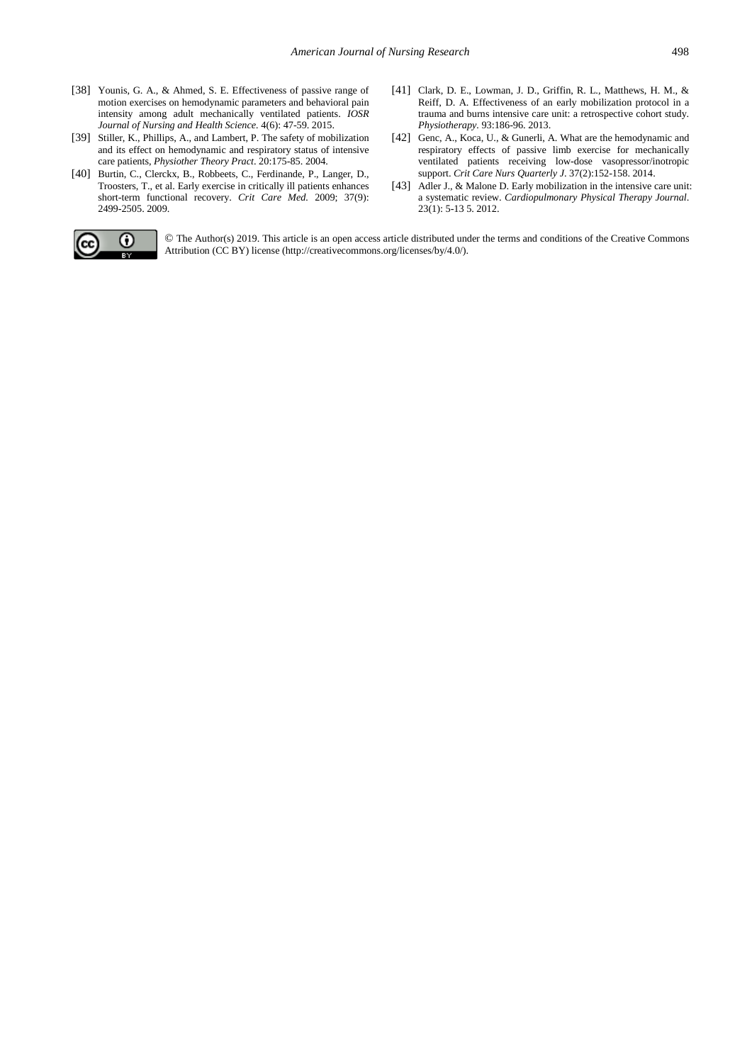[38] Younis, G. A., & Ahmed, S. E. Effectiveness of passive range of motion exercises on hemodynamic parameters and behavioral pain intensity among adult mechanically ventilated patients. *IOSR Journal of Nursing and Health Science*. 4(6): 47-59. 2015.

[39] Stiller, K., Phillips, A., and Lambert, P. The safety of mobilization and its effect on hemodynamic and respiratory status of intensive care patients, *Physiother Theory Pract*. 20:175-85. 2004.

[40] Burtin, C., Clerckx, B., Robbeets, C., Ferdinande, P., Langer, D., Troosters, T., et al. Early exercise in critically ill patients enhances short-term functional recovery. *Crit Care Med*. 2009; 37(9): 2499-2505. 2009.

[41] Clark, D. E., Lowman, J. D., Griffin, R. L., Matthews, H. M., & Reiff, D. A. Effectiveness of an early mobilization protocol in a trauma and burns intensive care unit: a retrospective cohort study. *Physiotherapy*. 93:186-96. 2013.

[42] Genc, A., Koca, U., & Gunerli, A. What are the hemodynamic and respiratory effects of passive limb exercise for mechanically ventilated patients receiving low-dose vasopressor/inotropic support. *Crit Care Nurs Quarterly J*. 37(2):152-158. 2014.

[43] Adler J., & Malone D. Early mobilization in the intensive care unit: a systematic review. *Cardiopulmonary Physical Therapy Journal*. 23(1): 5-13 5. 2012.

© The Author(s) 2019. This article is an open access article distributed under the terms and conditions of the Creative Commons Attribution (CC BY) license (http://creativecommons.org/licenses/by/4.0/).